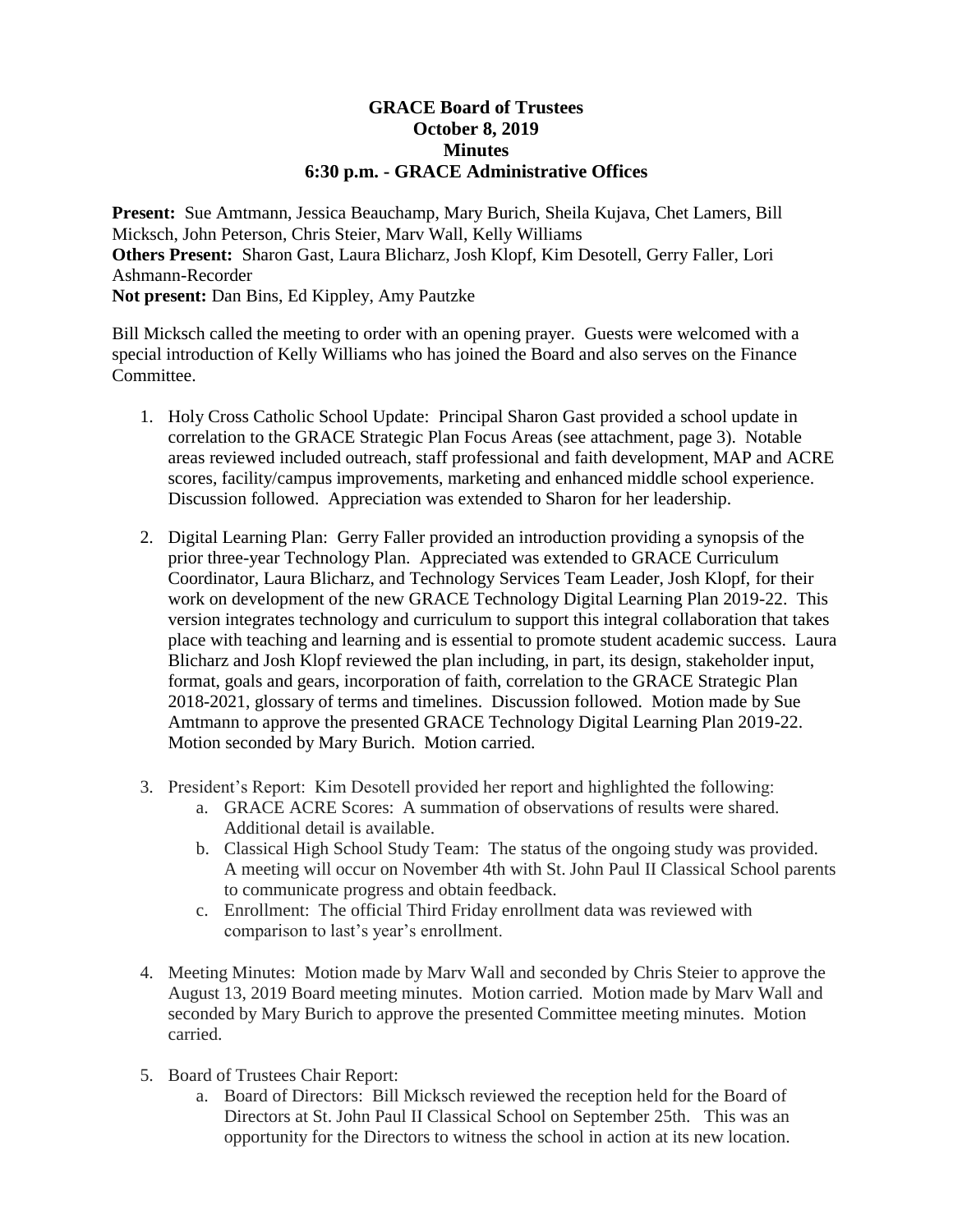# GRACE Board of Trustees
## October 8, 2019
## Minutes
## 6:30 p.m. - GRACE Administrative Offices

**Present:** Sue Amtmann, Jessica Beauchamp, Mary Burich, Sheila Kujava, Chet Lamers, Bill Micksch, John Peterson, Chris Steier, Marv Wall, Kelly Williams
**Others Present:** Sharon Gast, Laura Blicharz, Josh Klopf, Kim Desotell, Gerry Faller, Lori Ashmann-Recorder
**Not present:** Dan Bins, Ed Kippley, Amy Pautzke

Bill Micksch called the meeting to order with an opening prayer. Guests were welcomed with a special introduction of Kelly Williams who has joined the Board and also serves on the Finance Committee.

1. Holy Cross Catholic School Update: Principal Sharon Gast provided a school update in correlation to the GRACE Strategic Plan Focus Areas (see attachment, page 3). Notable areas reviewed included outreach, staff professional and faith development, MAP and ACRE scores, facility/campus improvements, marketing and enhanced middle school experience. Discussion followed. Appreciation was extended to Sharon for her leadership.

2. Digital Learning Plan: Gerry Faller provided an introduction providing a synopsis of the prior three-year Technology Plan. Appreciated was extended to GRACE Curriculum Coordinator, Laura Blicharz, and Technology Services Team Leader, Josh Klopf, for their work on development of the new GRACE Technology Digital Learning Plan 2019-22. This version integrates technology and curriculum to support this integral collaboration that takes place with teaching and learning and is essential to promote student academic success. Laura Blicharz and Josh Klopf reviewed the plan including, in part, its design, stakeholder input, format, goals and gears, incorporation of faith, correlation to the GRACE Strategic Plan 2018-2021, glossary of terms and timelines. Discussion followed. Motion made by Sue Amtmann to approve the presented GRACE Technology Digital Learning Plan 2019-22. Motion seconded by Mary Burich. Motion carried.

3. President's Report: Kim Desotell provided her report and highlighted the following:
   a. GRACE ACRE Scores: A summation of observations of results were shared. Additional detail is available.
   b. Classical High School Study Team: The status of the ongoing study was provided. A meeting will occur on November 4th with St. John Paul II Classical School parents to communicate progress and obtain feedback.
   c. Enrollment: The official Third Friday enrollment data was reviewed with comparison to last's year's enrollment.

4. Meeting Minutes: Motion made by Marv Wall and seconded by Chris Steier to approve the August 13, 2019 Board meeting minutes. Motion carried. Motion made by Marv Wall and seconded by Mary Burich to approve the presented Committee meeting minutes. Motion carried.

5. Board of Trustees Chair Report:
   a. Board of Directors: Bill Micksch reviewed the reception held for the Board of Directors at St. John Paul II Classical School on September 25th. This was an opportunity for the Directors to witness the school in action at its new location.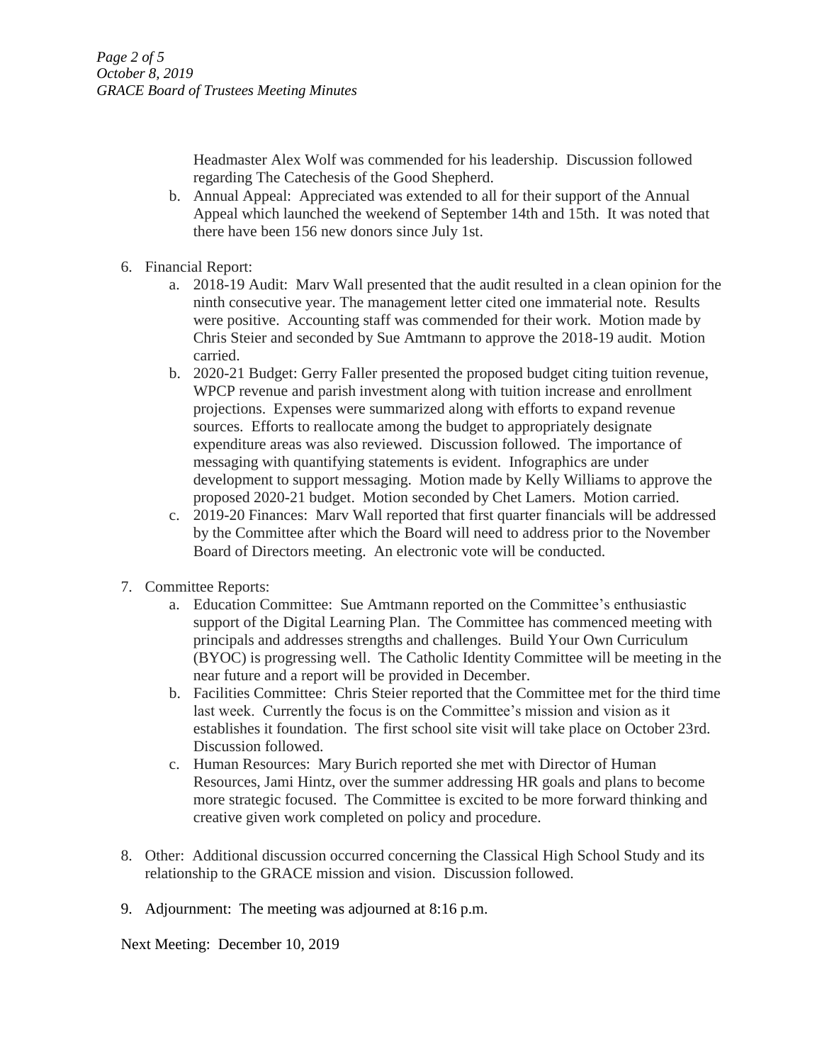Headmaster Alex Wolf was commended for his leadership. Discussion followed regarding The Catechesis of the Good Shepherd.

b. Annual Appeal: Appreciated was extended to all for their support of the Annual Appeal which launched the weekend of September 14th and 15th. It was noted that there have been 156 new donors since July 1st.

6. Financial Report:
   a. 2018-19 Audit: Marv Wall presented that the audit resulted in a clean opinion for the ninth consecutive year. The management letter cited one immaterial note. Results were positive. Accounting staff was commended for their work. Motion made by Chris Steier and seconded by Sue Amtmann to approve the 2018-19 audit. Motion carried.
   b. 2020-21 Budget: Gerry Faller presented the proposed budget citing tuition revenue, WPCP revenue and parish investment along with tuition increase and enrollment projections. Expenses were summarized along with efforts to expand revenue sources. Efforts to reallocate among the budget to appropriately designate expenditure areas was also reviewed. Discussion followed. The importance of messaging with quantifying statements is evident. Infographics are under development to support messaging. Motion made by Kelly Williams to approve the proposed 2020-21 budget. Motion seconded by Chet Lamers. Motion carried.
   c. 2019-20 Finances: Marv Wall reported that first quarter financials will be addressed by the Committee after which the Board will need to address prior to the November Board of Directors meeting. An electronic vote will be conducted.

7. Committee Reports:
   a. Education Committee: Sue Amtmann reported on the Committee's enthusiastic support of the Digital Learning Plan. The Committee has commenced meeting with principals and addresses strengths and challenges. Build Your Own Curriculum (BYOC) is progressing well. The Catholic Identity Committee will be meeting in the near future and a report will be provided in December.
   b. Facilities Committee: Chris Steier reported that the Committee met for the third time last week. Currently the focus is on the Committee's mission and vision as it establishes it foundation. The first school site visit will take place on October 23rd. Discussion followed.
   c. Human Resources: Mary Burich reported she met with Director of Human Resources, Jami Hintz, over the summer addressing HR goals and plans to become more strategic focused. The Committee is excited to be more forward thinking and creative given work completed on policy and procedure.

8. Other: Additional discussion occurred concerning the Classical High School Study and its relationship to the GRACE mission and vision. Discussion followed.

9. Adjournment: The meeting was adjourned at 8:16 p.m.

Next Meeting: December 10, 2019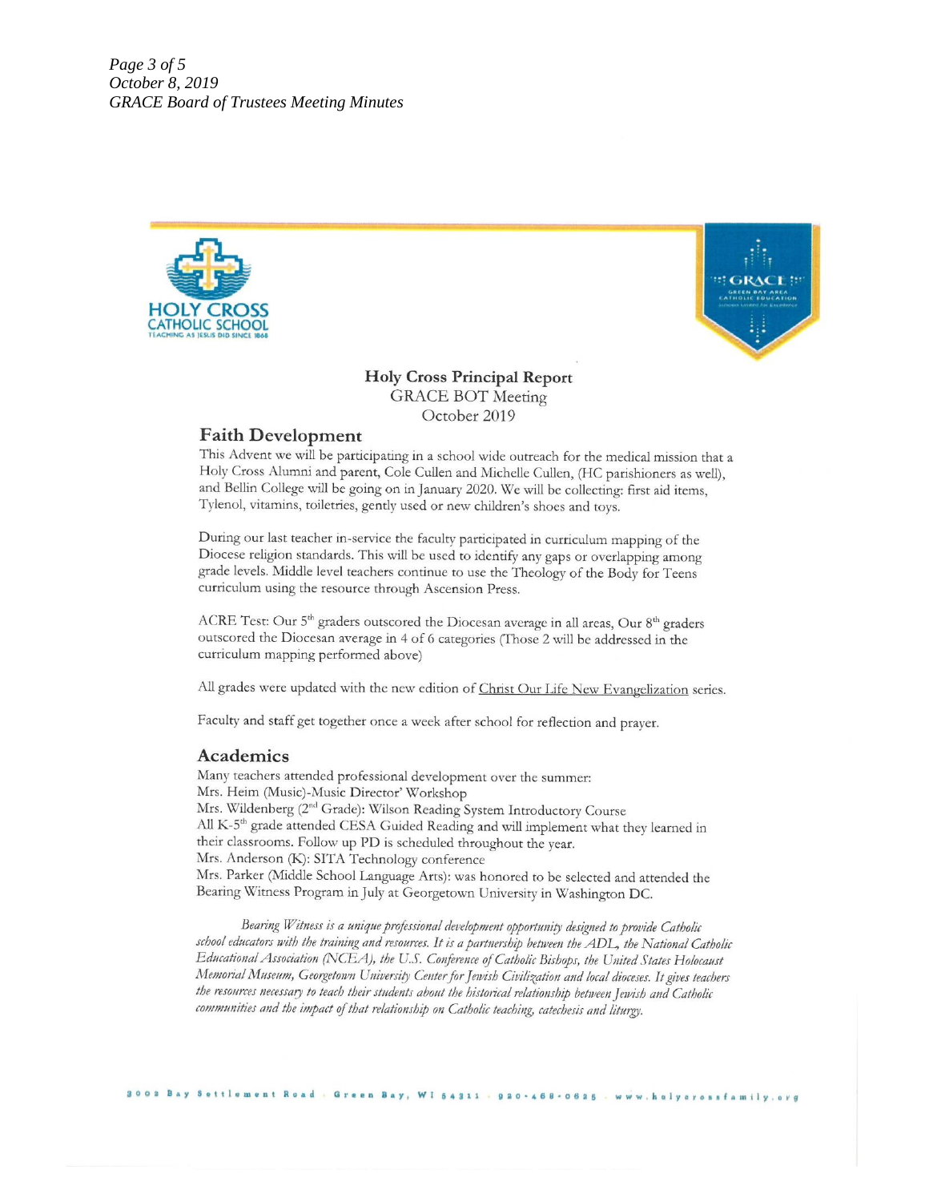# Holy Cross Principal Report

GRACE BOT Meeting

October 2019

## Faith Development

This Advent we will be participating in a school wide outreach for the medical mission that a Holy Cross Alumni and parent, Cole Cullen and Michelle Cullen, (HC parishioners as well), and Bellin College will be going on in January 2020. We will be collecting: first aid items, Tylenol, vitamins, toiletries, gently used or new children's shoes and toys.

During our last teacher in-service the faculty participated in curriculum mapping of the Diocese religion standards. This will be used to identify any gaps or overlapping among grade levels. Middle level teachers continue to use the Theology of the Body for Teens curriculum using the resource through Ascension Press.

ACRE Test: Our 5th graders outscored the Diocesan average in all areas, Our 8th graders outscored the Diocesan average in 4 of 6 categories (Those 2 will be addressed in the curriculum mapping performed above)

All grades were updated with the new edition of Christ Our Life New Evangelization series.

Faculty and staff get together once a week after school for reflection and prayer.

## Academics

Many teachers attended professional development over the summer:

Mrs. Heim (Music)-Music Director' Workshop

Mrs. Wildenberg (2nd Grade): Wilson Reading System Introductory Course

All K-5th grade attended CESA Guided Reading and will implement what they learned in their classrooms. Follow up PD is scheduled throughout the year.

Mrs. Anderson (K): SITA Technology conference

Mrs. Parker (Middle School Language Arts): was honored to be selected and attended the Bearing Witness Program in July at Georgetown University in Washington DC.

*Bearing Witness is a unique professional development opportunity designed to provide Catholic school educators with the training and resources. It is a partnership between the ADL, the National Catholic Educational Association (NCEA), the U.S. Conference of Catholic Bishops, the United States Holocaust Memorial Museum, Georgetown University Center for Jewish Civilization and local dioceses. It gives teachers the resources necessary to teach their students about the historical relationship between Jewish and Catholic communities and the impact of that relationship on Catholic teaching, catechesis and liturgy.*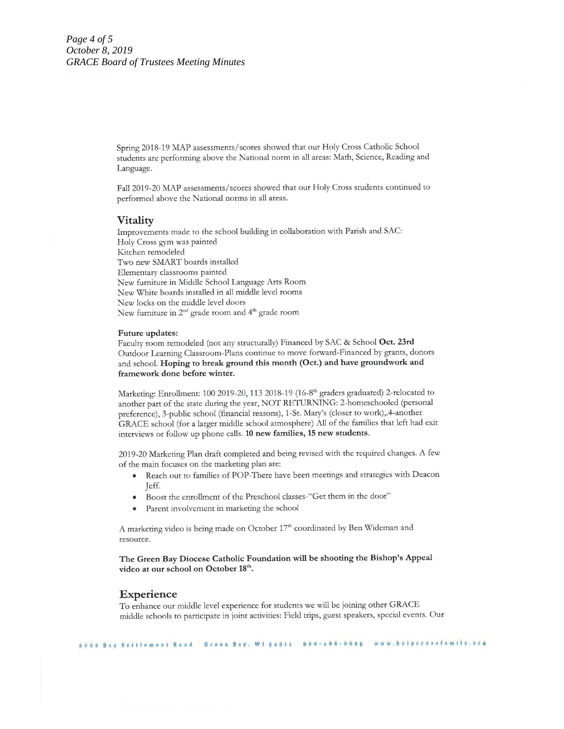Spring 2018-19 MAP assessments/scores showed that our Holy Cross Catholic School students are performing above the National norm in all areas: Math, Science, Reading and Language.

Fall 2019-20 MAP assessments/scores showed that our Holy Cross students continued to performed above the National norms in all areas.

## Vitality

Improvements made to the school building in collaboration with Parish and SAC:
Holy Cross gym was painted
Kitchen remodeled
Two new SMART boards installed
Elementary classrooms painted
New furniture in Middle School Language Arts Room
New White boards installed in all middle level rooms
New locks on the middle level doors
New furniture in 2nd grade room and 4th grade room

**Future updates:**
Faculty room remodeled (not any structurally) Financed by SAC & School **Oct. 23rd**
Outdoor Learning Classroom-Plans continue to move forward-Financed by grants, donors and school. **Hoping to break ground this month (Oct.) and have groundwork and framework done before winter.**

Marketing: Enrollment: 100 2019-20, 113 2018-19 (16-8th graders graduated) 2-relocated to another part of the state during the year, NOT RETURNING: 2-homeschooled (personal preference), 3-public school (financial reasons), 1-St. Mary's (closer to work),.4-another GRACE school (for a larger middle school atmosphere) All of the families that left had exit interviews or follow up phone calls. **10 new families, 15 new students.**

2019-20 Marketing Plan draft completed and being revised with the required changes. A few of the main focuses on the marketing plan are:

- Reach out to families of POP-There have been meetings and strategies with Deacon Jeff.
- Boost the enrollment of the Preschool classes-"Get them in the door"
- Parent involvement in marketing the school

A marketing video is being made on October 17th coordinated by Ben Wideman and resource.

**The Green Bay Diocese Catholic Foundation will be shooting the Bishop's Appeal video at our school on October 18th.**

## Experience

To enhance our middle level experience for students we will be joining other GRACE middle schools to participate in joint activities: Field trips, guest speakers, special events. Our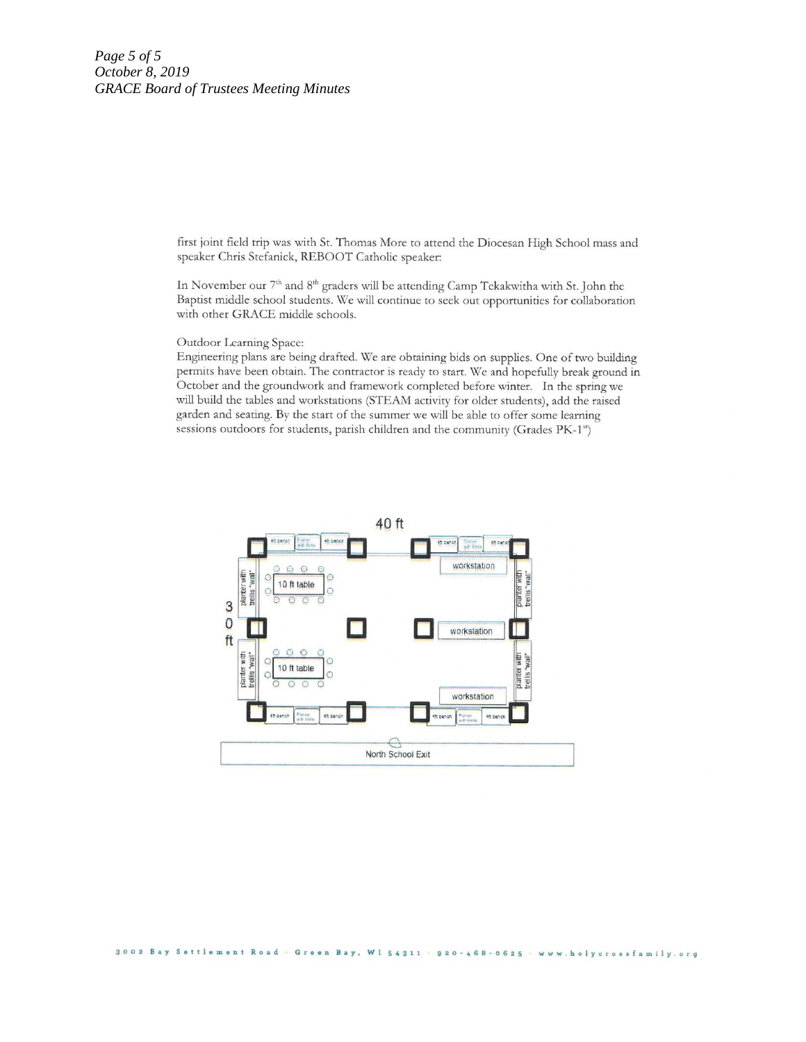first joint field trip was with St. Thomas More to attend the Diocesan High School mass and speaker Chris Stefanick, REBOOT Catholic speaker.

In November our 7th and 8th graders will be attending Camp Tekakwitha with St. John the Baptist middle school students. We will continue to seek out opportunities for collaboration with other GRACE middle schools.

Outdoor Learning Space:
Engineering plans are being drafted. We are obtaining bids on supplies. One of two building permits have been obtain. The contractor is ready to start. We and hopefully break ground in October and the groundwork and framework completed before winter. In the spring we will build the tables and workstations (STEAM activity for older students), add the raised garden and seating. By the start of the summer we will be able to offer some learning sessions outdoors for students, parish children and the community (Grades PK-1st)

40 ft

30 ft

4ft bench

Planter with trellis

workstation

planter with trellis "wall"

10 ft table

North School Exit